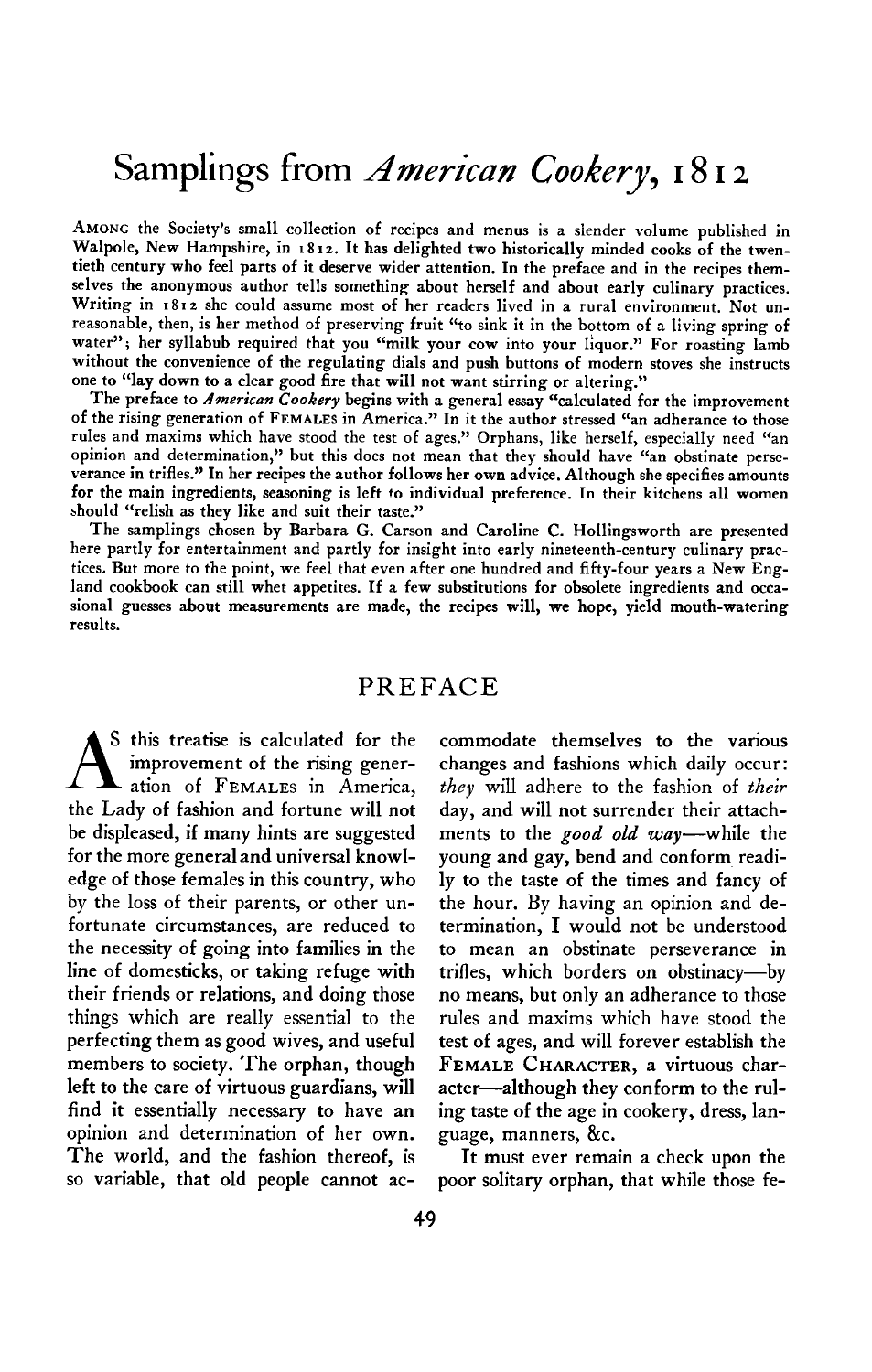# Samplings from *American Cookery*, 1812

AMONG the Society's small collection of recipes and menus is a slender volume published in Walpole, New Hampshire, in 1812. It has delighted two historically minded cooks of the twentieth century who feel parts of it deserve wider attention. In the preface and in the recipes themselves the anonymous author tells something about herself and about early culinary practices. Writing in 1812 she could assume most of her readers lived in a rural environment. Not unreasonable, then, is her method of preserving fruit "to sink it in the bottom of a living spring of water"; her syllabub required that you "milk your cow into your liquor." For roasting lamb without the convenience of the regulating dials and push buttons of modern stoves she instructs one to "lay down to a clear good fire that will not want stirring or altering."

The preface to *American Cookery* begins with a general essay "calculated for the improvement of the rising generation of FEMALES in America." In it the author stressed "an adherance to those rules and maxims which have stood the test of ages." Orphans, like herself, especially need "an opinion and determination," but this does not mean that they should have "an obstinate perseverance in trifles." In her recipes the author follows her own advice. Although she specifies amounts for the main ingredients, seasoning is left to individual preference. In their kitchens all women should "relish as they like and suit their taste."

The samplings chosen by Barbara G. Carson and Caroline C. Hollingsworth are presented here partly for entertainment and partly for insight into early nineteenth-century culinary practices. But more to the point, we feel that even after one hundred and fifty-four years a New England cookbook can still whet appetites. If a few substitutions for obsolete ingredients and occasional guesses about measurements are made, the recipes will, we hope, yield mouth-watering results.

## PREFACE

As this treatise is calculated for the improvement of the rising generation of FEMALES in America, the Lady of fashion and fortune will not be displeased, if many hints are suggested for the more general and universal knowledge of those females in this country, who by the loss of their parents, or other unfortunate circumstances, are reduced to the necessity of going into families in the line of domesticks, or taking refuge with their friends or relations, and doing those things which are really essential to the perfecting them as good wives, and useful members to society. The orphan, though left to the care of virtuous guardians, will find it essentially necessary to have an opinion and determination of her own. The world, and the fashion thereof, is so variable, that old people cannot accommodate themselves to the various changes and fashions which daily occur: *they* will adhere to the fashion of *their* day, and will not surrender their attachments to the *good old way*—while the young and gay, bend and conform readily to the taste of the times and fancy of the hour. By having an opinion and determination, I would not be understood to mean an obstinate perseverance in trifles, which borders on obstinacy—by no means, but only an adherance to those rules and maxims which have stood the test of ages, and will forever establish the FEMALE CHARACTER, a virtuous character—although they conform to the ruling taste of the age in cookery, dress, language, manners, &c.

It must ever remain a check upon the poor solitary orphan, that while those fe-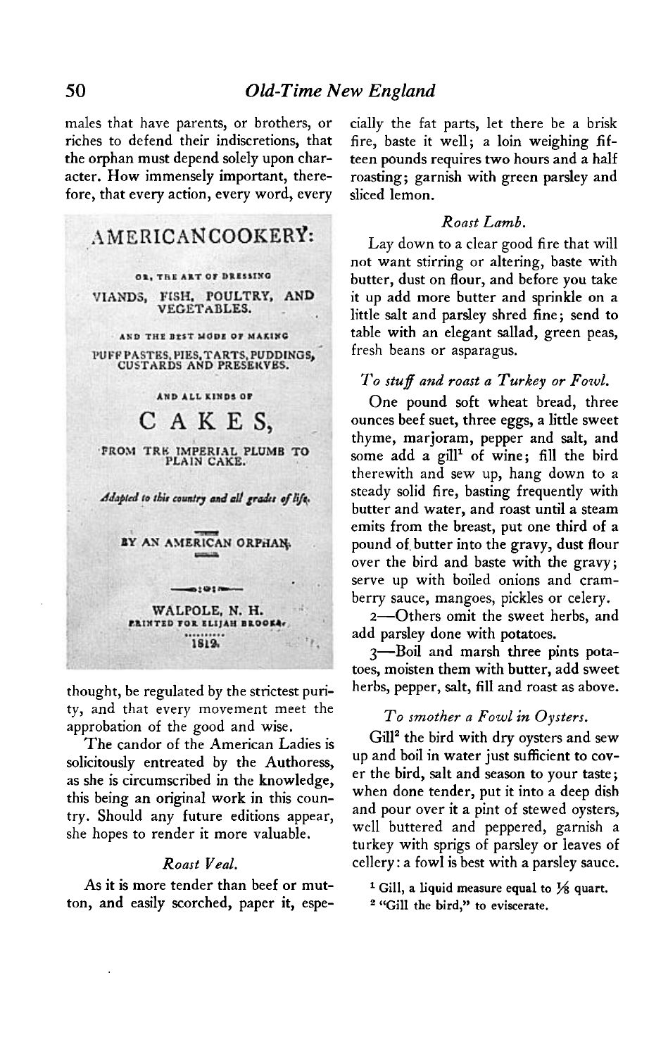males that have parents, or brothers, or riches to defend their indiscretions, that the orphan must depend solely upon character. How immensely important, therefore, that every action, every word, every

AMERICAN COOKERY:

OR, THE ART OF DRESSING

VIANDS, FISH, POULTRY, AND VEGETABLES.

AND THE BEST MODE OF MAKING

PUFF PASTES, PIES, TARTS, PUDDINGS, CUSTARDS AND PRESERVES.

AND ALL KINDS OF

CAKES,

FROM THE IMPERIAL PLUMB TO PLAIN CAKE.

*Adapted to this country and all grades of life.*

BY AN AMERICAN ORPHAN.

WALPOLE, N. H.
PRINTED FOR ELIJAH BROOKS,
1812.

thought, be regulated by the strictest purity, and that every movement meet the approbation of the good and wise.

The candor of the American Ladies is solicitously entreated by the Authoress, as she is circumscribed in the knowledge, this being an original work in this country. Should any future editions appear, she hopes to render it more valuable.

*Roast Veal.*

As it is more tender than beef or mutton, and easily scorched, paper it, especially the fat parts, let there be a brisk fire, baste it well; a loin weighing fifteen pounds requires two hours and a half roasting; garnish with green parsley and sliced lemon.

*Roast Lamb.*

Lay down to a clear good fire that will not want stirring or altering, baste with butter, dust on flour, and before you take it up add more butter and sprinkle on a little salt and parsley shred fine; send to table with an elegant sallad, green peas, fresh beans or asparagus.

*To stuff and roast a Turkey or Fowl.*

One pound soft wheat bread, three ounces beef suet, three eggs, a little sweet thyme, marjoram, pepper and salt, and some add a gill[1] of wine; fill the bird therewith and sew up, hang down to a steady solid fire, basting frequently with butter and water, and roast until a steam emits from the breast, put one third of a pound of butter into the gravy, dust flour over the bird and baste with the gravy; serve up with boiled onions and cramberry sauce, mangoes, pickles or celery.

2—Others omit the sweet herbs, and add parsley done with potatoes.

3—Boil and marsh three pints potatoes, moisten them with butter, add sweet herbs, pepper, salt, fill and roast as above.

*To smother a Fowl in Oysters.*

Gill[2] the bird with dry oysters and sew up and boil in water just sufficient to cover the bird, salt and season to your taste; when done tender, put it into a deep dish and pour over it a pint of stewed oysters, well buttered and peppered, garnish a turkey with sprigs of parsley or leaves of cellery: a fowl is best with a parsley sauce.

[1] Gill, a liquid measure equal to 1/8 quart.

[2] "Gill the bird," to eviscerate.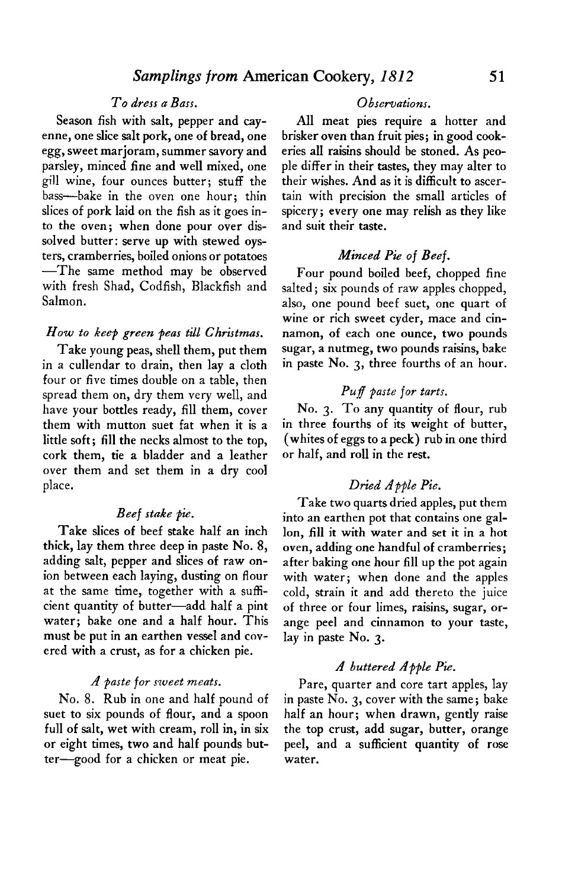### *To dress a Bass.*

Season fish with salt, pepper and cayenne, one slice salt pork, one of bread, one egg, sweet marjoram, summer savory and parsley, minced fine and well mixed, one gill wine, four ounces butter; stuff the bass—bake in the oven one hour; thin slices of pork laid on the fish as it goes into the oven; when done pour over dissolved butter: serve up with stewed oysters, cramberries, boiled onions or potatoes—The same method may be observed with fresh Shad, Codfish, Blackfish and Salmon.

### *How to keep green peas till Christmas.*

Take young peas, shell them, put them in a cullendar to drain, then lay a cloth four or five times double on a table, then spread them on, dry them very well, and have your bottles ready, fill them, cover them with mutton suet fat when it is a little soft; fill the necks almost to the top, cork them, tie a bladder and a leather over them and set them in a dry cool place.

### *Beef stake pie.*

Take slices of beef stake half an inch thick, lay them three deep in paste No. 8, adding salt, pepper and slices of raw onion between each laying, dusting on flour at the same time, together with a sufficient quantity of butter—add half a pint water; bake one and a half hour. This must be put in an earthen vessel and covered with a crust, as for a chicken pie.

### *A paste for sweet meats.*

No. 8. Rub in one and half pound of suet to six pounds of flour, and a spoon full of salt, wet with cream, roll in, in six or eight times, two and half pounds butter—good for a chicken or meat pie.

### *Observations.*

All meat pies require a hotter and brisker oven than fruit pies; in good cookeries all raisins should be stoned. As people differ in their tastes, they may alter to their wishes. And as it is difficult to ascertain with precision the small articles of spicery; every one may relish as they like and suit their taste.

### *Minced Pie of Beef.*

Four pound boiled beef, chopped fine salted; six pounds of raw apples chopped, also, one pound beef suet, one quart of wine or rich sweet cyder, mace and cinnamon, of each one ounce, two pounds sugar, a nutmeg, two pounds raisins, bake in paste No. 3, three fourths of an hour.

### *Puff paste for tarts.*

No. 3. To any quantity of flour, rub in three fourths of its weight of butter, (whites of eggs to a peck) rub in one third or half, and roll in the rest.

### *Dried Apple Pie.*

Take two quarts dried apples, put them into an earthen pot that contains one gallon, fill it with water and set it in a hot oven, adding one handful of cramberries; after baking one hour fill up the pot again with water; when done and the apples cold, strain it and add thereto the juice of three or four limes, raisins, sugar, orange peel and cinnamon to your taste, lay in paste No. 3.

### *A buttered Apple Pie.*

Pare, quarter and core tart apples, lay in paste No. 3, cover with the same; bake half an hour; when drawn, gently raise the top crust, add sugar, butter, orange peel, and a sufficient quantity of rose water.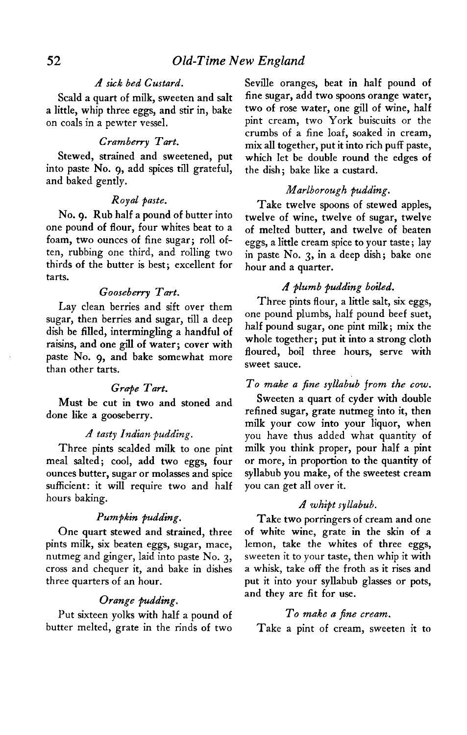### *A sick bed Custard.*

Scald a quart of milk, sweeten and salt a little, whip three eggs, and stir in, bake on coals in a pewter vessel.

### *Cramberry Tart.*

Stewed, strained and sweetened, put into paste No. 9, add spices till grateful, and baked gently.

### *Royal paste.*

No. 9. Rub half a pound of butter into one pound of flour, four whites beat to a foam, two ounces of fine sugar; roll often, rubbing one third, and rolling two thirds of the butter is best; excellent for tarts.

### *Gooseberry Tart.*

Lay clean berries and sift over them sugar, then berries and sugar, till a deep dish be filled, intermingling a handful of raisins, and one gill of water; cover with paste No. 9, and bake somewhat more than other tarts.

### *Grape Tart.*

Must be cut in two and stoned and done like a gooseberry.

### *A tasty Indian pudding.*

Three pints scalded milk to one pint meal salted; cool, add two eggs, four ounces butter, sugar or molasses and spice sufficient: it will require two and half hours baking.

### *Pumpkin pudding.*

One quart stewed and strained, three pints milk, six beaten eggs, sugar, mace, nutmeg and ginger, laid into paste No. 3, cross and chequer it, and bake in dishes three quarters of an hour.

### *Orange pudding.*

Put sixteen yolks with half a pound of butter melted, grate in the rinds of two Seville oranges, beat in half pound of fine sugar, add two spoons orange water, two of rose water, one gill of wine, half pint cream, two York buiscuits or the crumbs of a fine loaf, soaked in cream, mix all together, put it into rich puff paste, which let be double round the edges of the dish; bake like a custard.

### *Marlborough pudding.*

Take twelve spoons of stewed apples, twelve of wine, twelve of sugar, twelve of melted butter, and twelve of beaten eggs, a little cream spice to your taste; lay in paste No. 3, in a deep dish; bake one hour and a quarter.

### *A plumb pudding boiled.*

Three pints flour, a little salt, six eggs, one pound plumbs, half pound beef suet, half pound sugar, one pint milk; mix the whole together; put it into a strong cloth floured, boil three hours, serve with sweet sauce.

### *To make a fine syllabub from the cow.*

Sweeten a quart of cyder with double refined sugar, grate nutmeg into it, then milk your cow into your liquor, when you have thus added what quantity of milk you think proper, pour half a pint or more, in proportion to the quantity of syllabub you make, of the sweetest cream you can get all over it.

### *A whipt syllabub.*

Take two porringers of cream and one of white wine, grate in the skin of a lemon, take the whites of three eggs, sweeten it to your taste, then whip it with a whisk, take off the froth as it rises and put it into your syllabub glasses or pots, and they are fit for use.

### *To make a fine cream.*

Take a pint of cream, sweeten it to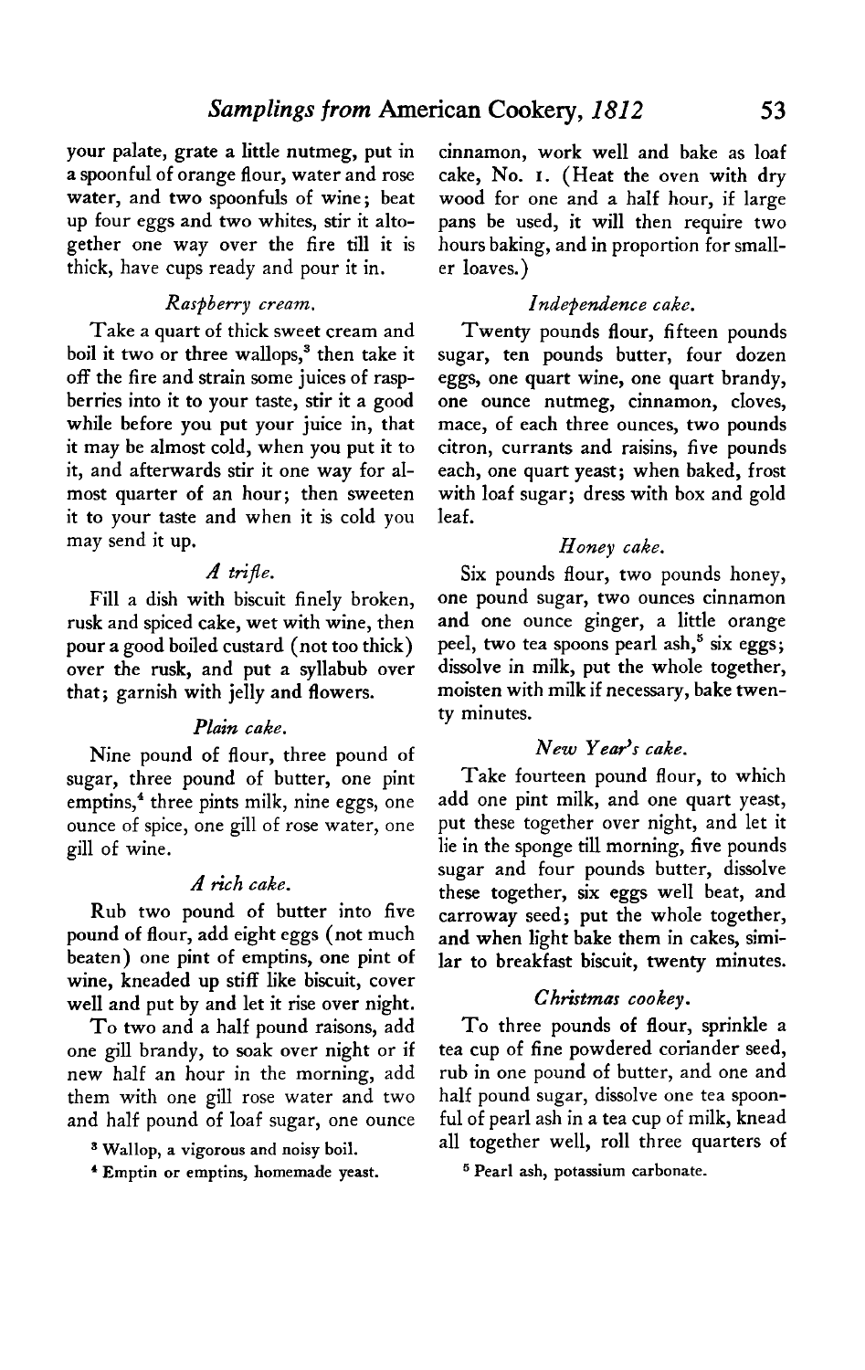your palate, grate a little nutmeg, put in a spoonful of orange flour, water and rose water, and two spoonfuls of wine; beat up four eggs and two whites, stir it altogether one way over the fire till it is thick, have cups ready and pour it in.

*Raspberry cream.*

Take a quart of thick sweet cream and boil it two or three wallops,[3] then take it off the fire and strain some juices of raspberries into it to your taste, stir it a good while before you put your juice in, that it may be almost cold, when you put it to it, and afterwards stir it one way for almost quarter of an hour; then sweeten it to your taste and when it is cold you may send it up.

*A trifle.*

Fill a dish with biscuit finely broken, rusk and spiced cake, wet with wine, then pour a good boiled custard (not too thick) over the rusk, and put a syllabub over that; garnish with jelly and flowers.

*Plain cake.*

Nine pound of flour, three pound of sugar, three pound of butter, one pint emptins,[4] three pints milk, nine eggs, one ounce of spice, one gill of rose water, one gill of wine.

*A rich cake.*

Rub two pound of butter into five pound of flour, add eight eggs (not much beaten) one pint of emptins, one pint of wine, kneaded up stiff like biscuit, cover well and put by and let it rise over night.

To two and a half pound raisons, add one gill brandy, to soak over night or if new half an hour in the morning, add them with one gill rose water and two and half pound of loaf sugar, one ounce cinnamon, work well and bake as loaf cake, No. 1. (Heat the oven with dry wood for one and a half hour, if large pans be used, it will then require two hours baking, and in proportion for smaller loaves.)

*Independence cake.*

Twenty pounds flour, fifteen pounds sugar, ten pounds butter, four dozen eggs, one quart wine, one quart brandy, one ounce nutmeg, cinnamon, cloves, mace, of each three ounces, two pounds citron, currants and raisins, five pounds each, one quart yeast; when baked, frost with loaf sugar; dress with box and gold leaf.

*Honey cake.*

Six pounds flour, two pounds honey, one pound sugar, two ounces cinnamon and one ounce ginger, a little orange peel, two tea spoons pearl ash,[5] six eggs; dissolve in milk, put the whole together, moisten with milk if necessary, bake twenty minutes.

*New Year's cake.*

Take fourteen pound flour, to which add one pint milk, and one quart yeast, put these together over night, and let it lie in the sponge till morning, five pounds sugar and four pounds butter, dissolve these together, six eggs well beat, and carroway seed; put the whole together, and when light bake them in cakes, similar to breakfast biscuit, twenty minutes.

*Christmas cookey.*

To three pounds of flour, sprinkle a tea cup of fine powdered coriander seed, rub in one pound of butter, and one and half pound sugar, dissolve one tea spoonful of pearl ash in a tea cup of milk, knead all together well, roll three quarters of

---

[3] Wallop, a vigorous and noisy boil.

[4] Emptin or emptins, homemade yeast.

[5] Pearl ash, potassium carbonate.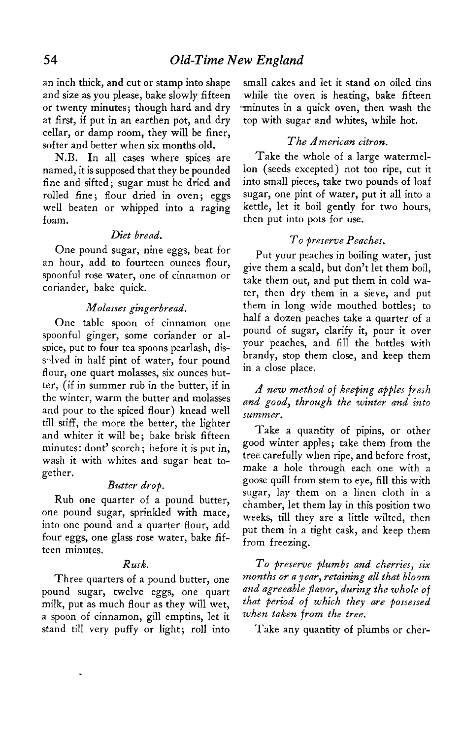an inch thick, and cut or stamp into shape and size as you please, bake slowly fifteen or twenty minutes; though hard and dry at first, if put in an earthen pot, and dry cellar, or damp room, they will be finer, softer and better when six months old.

N.B. In all cases where spices are named, it is supposed that they be pounded fine and sifted; sugar must be dried and rolled fine; flour dried in oven; eggs well beaten or whipped into a raging foam.

*Diet bread.*

One pound sugar, nine eggs, beat for an hour, add to fourteen ounces flour, spoonful rose water, one of cinnamon or coriander, bake quick.

*Molasses gingerbread.*

One table spoon of cinnamon one spoonful ginger, some coriander or allspice, put to four tea spoons pearlash, dissolved in half pint of water, four pound flour, one quart molasses, six ounces butter, (if in summer rub in the butter, if in the winter, warm the butter and molasses and pour to the spiced flour) knead well till stiff, the more the better, the lighter and whiter it will be; bake brisk fifteen minutes: dont' scorch; before it is put in, wash it with whites and sugar beat together.

*Butter drop.*

Rub one quarter of a pound butter, one pound sugar, sprinkled with mace, into one pound and a quarter flour, add four eggs, one glass rose water, bake fifteen minutes.

*Rusk.*

Three quarters of a pound butter, one pound sugar, twelve eggs, one quart milk, put as much flour as they will wet, a spoon of cinnamon, gill emptins, let it stand till very puffy or light; roll into small cakes and let it stand on oiled tins while the oven is heating, bake fifteen minutes in a quick oven, then wash the top with sugar and whites, while hot.

*The American citron.*

Take the whole of a large watermellon (seeds excepted) not too ripe, cut it into small pieces, take two pounds of loaf sugar, one pint of water, put it all into a kettle, let it boil gently for two hours, then put into pots for use.

*To preserve Peaches.*

Put your peaches in boiling water, just give them a scald, but don't let them boil, take them out, and put them in cold water, then dry them in a sieve, and put them in long wide mouthed bottles; to half a dozen peaches take a quarter of a pound of sugar, clarify it, pour it over your peaches, and fill the bottles with brandy, stop them close, and keep them in a close place.

*A new method of keeping apples fresh and good, through the winter and into summer.*

Take a quantity of pipins, or other good winter apples; take them from the tree carefully when ripe, and before frost, make a hole through each one with a goose quill from stem to eye, fill this with sugar, lay them on a linen cloth in a chamber, let them lay in this position two weeks, till they are a little wilted, then put them in a tight cask, and keep them from freezing.

*To preserve plumbs and cherries, six months or a year, retaining all that bloom and agreeable flavor, during the whole of that period of which they are possessed when taken from the tree.*

Take any quantity of plumbs or cher-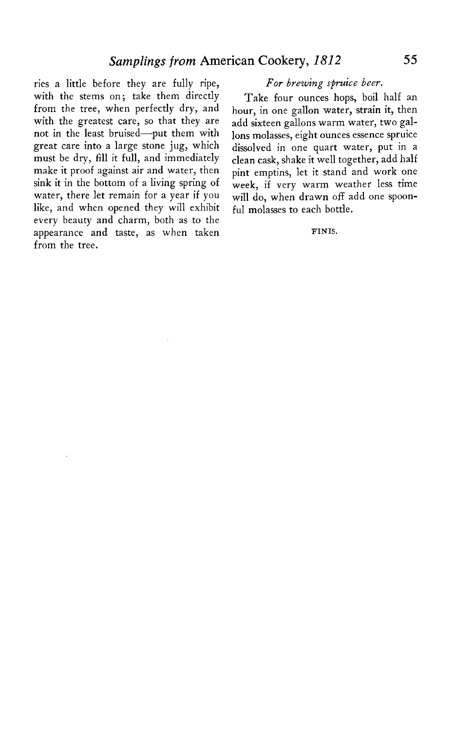ries a little before they are fully ripe, with the stems on; take them directly from the tree, when perfectly dry, and with the greatest care, so that they are not in the least bruised—put them with great care into a large stone jug, which must be dry, fill it full, and immediately make it proof against air and water, then sink it in the bottom of a living spring of water, there let remain for a year if you like, and when opened they will exhibit every beauty and charm, both as to the appearance and taste, as when taken from the tree.

*For brewing spruice beer.*

Take four ounces hops, boil half an hour, in one gallon water, strain it, then add sixteen gallons warm water, two gallons molasses, eight ounces essence spruice dissolved in one quart water, put in a clean cask, shake it well together, add half pint emptins, let it stand and work one week, if very warm weather less time will do, when drawn off add one spoonful molasses to each bottle.

FINIS.